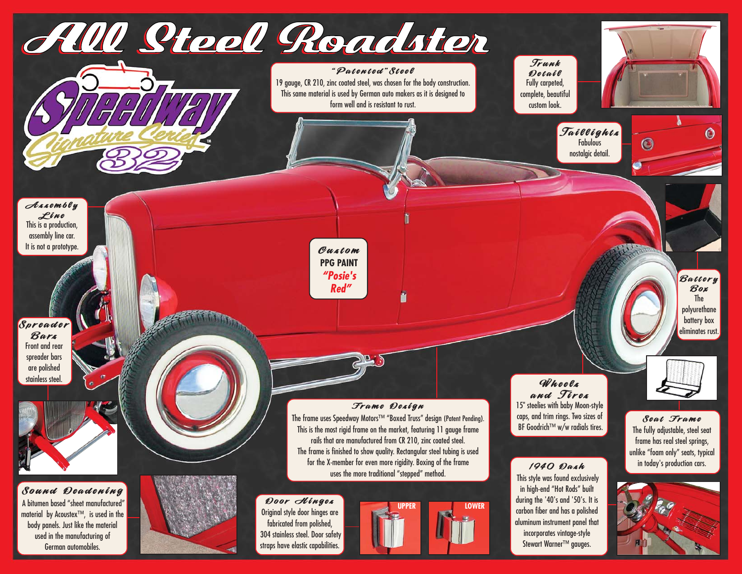# All Steel Roadster

Speedway Signature Series™ 32

## "Patented" Steel
19 gauge, CR 210, zinc coated steel, was chosen for the body construction. This same material is used by German auto makers as it is designed to form well and is resistant to rust.

## Trunk Detail
Fully carpeted, complete, beautiful custom look.

## Taillights
Fabulous nostalgic detail.

## Assembly Line
This is a production, assembly line car. It is not a prototype.

## Custom
**PPG PAINT**
**"Posie's Red"**

## Battery Box
The polyurethane battery box eliminates rust.

## Spreader Bars
Front and rear spreader bars are polished stainless steel.

## Wheels and Tires
15" steelies with baby Moon-style caps, and trim rings. Two sizes of BF Goodrich™ w/w radials tires.

## Seat Frame
The fully adjustable, steel seat frame has real steel springs, unlike "foam only" seats, typical in today's production cars.

## Frame Design
The frame uses Speedway Motors™ "Boxed Truss" design (Patent Pending). This is the most rigid frame on the market, featuring 11 gauge frame rails that are manufactured from CR 210, zinc coated steel. The frame is finished to show quality. Rectangular steel tubing is used for the X-member for even more rigidity. Boxing of the frame uses the more traditional "stepped" method.

## 1940 Dash
This style was found exclusively in high-end "Hot Rods" built during the '40's and '50's. It is carbon fiber and has a polished aluminum instrument panel that incorporates vintage-style Stewart Warner™ gauges.

## Sound Deadening
A bitumen based "sheet manufactured" material by Acoustex™, is used in the body panels. Just like the material used in the manufacturing of German automobiles.

## Door Hinges
Original style door hinges are fabricated from polished, 304 stainless steel. Door safety straps have elastic capabilities.

UPPER

LOWER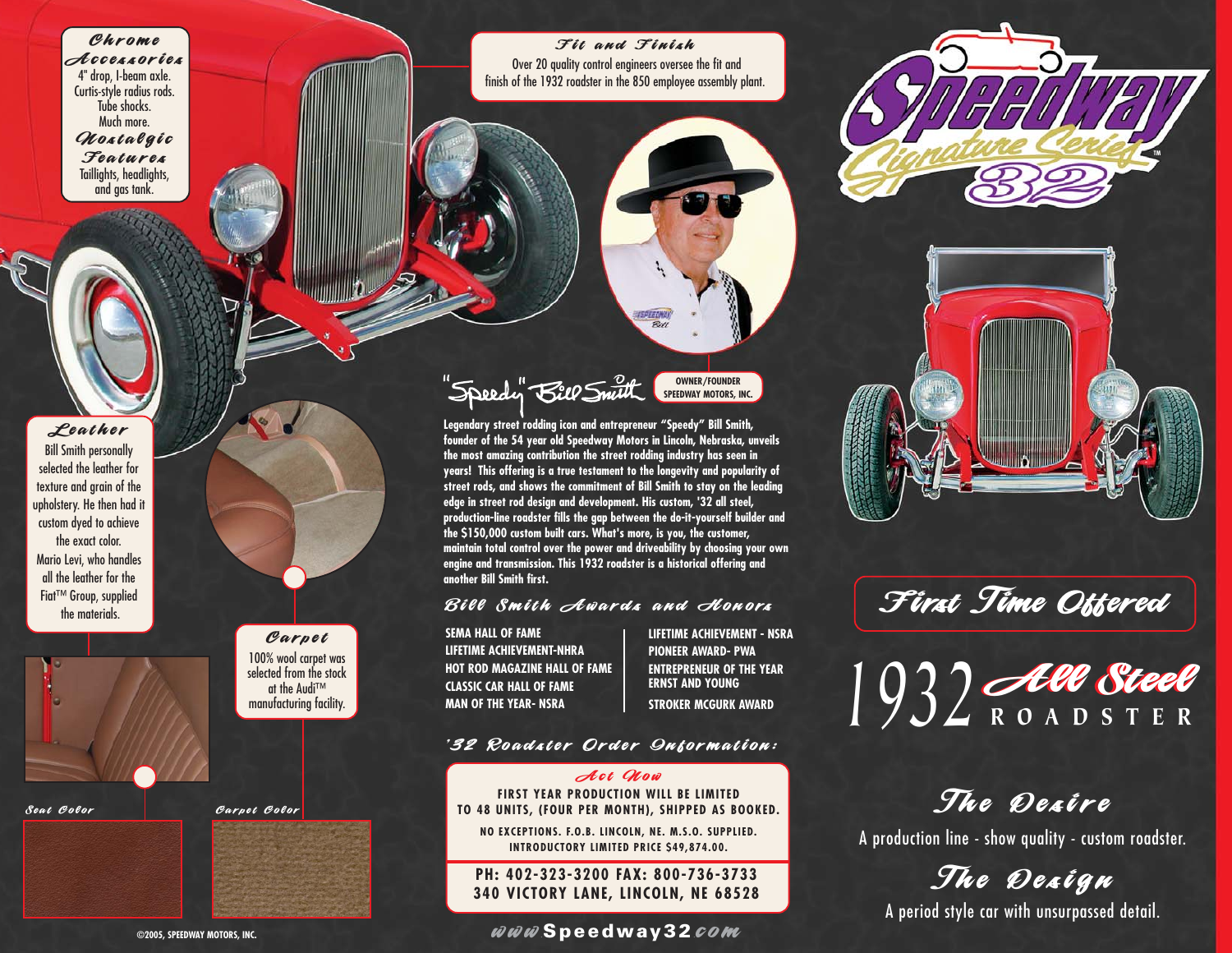### Chrome Accessories

4" drop, I-beam axle.
Curtis-style radius rods.
Tube shocks.
Much more.

### Nostalgic Features

Taillights, headlights, and gas tank.

### Fit and Finish

Over 20 quality control engineers oversee the fit and finish of the 1932 roadster in the 850 employee assembly plant.

### Leather

Bill Smith personally selected the leather for texture and grain of the upholstery. He then had it custom dyed to achieve the exact color. Mario Levi, who handles all the leather for the Fiat™ Group, supplied the materials.

### Carpet

100% wool carpet was selected from the stock at the Audi™ manufacturing facility.

Seat Color

Carpet Color

"Speedy" Bill Smith

OWNER/FOUNDER
SPEEDWAY MOTORS, INC.

**Legendary street rodding icon and entrepreneur "Speedy" Bill Smith, founder of the 54 year old Speedway Motors in Lincoln, Nebraska, unveils the most amazing contribution the street rodding industry has seen in years! This offering is a true testament to the longevity and popularity of street rods, and shows the commitment of Bill Smith to stay on the leading edge in street rod design and development. His custom, '32 all steel, production-line roadster fills the gap between the do-it-yourself builder and the $150,000 custom built cars. What's more, is you, the customer, maintain total control over the power and driveability by choosing your own engine and transmission. This 1932 roadster is a historical offering and another Bill Smith first.**

### Bill Smith Awards and Honors

- SEMA HALL OF FAME
- LIFETIME ACHIEVEMENT-NHRA
- HOT ROD MAGAZINE HALL OF FAME
- CLASSIC CAR HALL OF FAME
- MAN OF THE YEAR- NSRA
- LIFETIME ACHIEVEMENT - NSRA
- PIONEER AWARD- PWA
- ENTREPRENEUR OF THE YEAR ERNST AND YOUNG
- STROKER MCGURK AWARD

### '32 Roadster Order Information:

*Act Now*

**FIRST YEAR PRODUCTION WILL BE LIMITED TO 48 UNITS, (FOUR PER MONTH), SHIPPED AS BOOKED.**

**NO EXCEPTIONS. F.O.B. LINCOLN, NE. M.S.O. SUPPLIED. INTRODUCTORY LIMITED PRICE $49,874.00.**

**PH: 402-323-3200 FAX: 800-736-3733**
**340 VICTORY LANE, LINCOLN, NE 68528**

www.Speedway32.com

# Speedway Signature Series 32™

## First Time Offered

# 1932 All Steel ROADSTER

### The Desire

A production line - show quality - custom roadster.

### The Design

A period style car with unsurpassed detail.

©2005, SPEEDWAY MOTORS, INC.